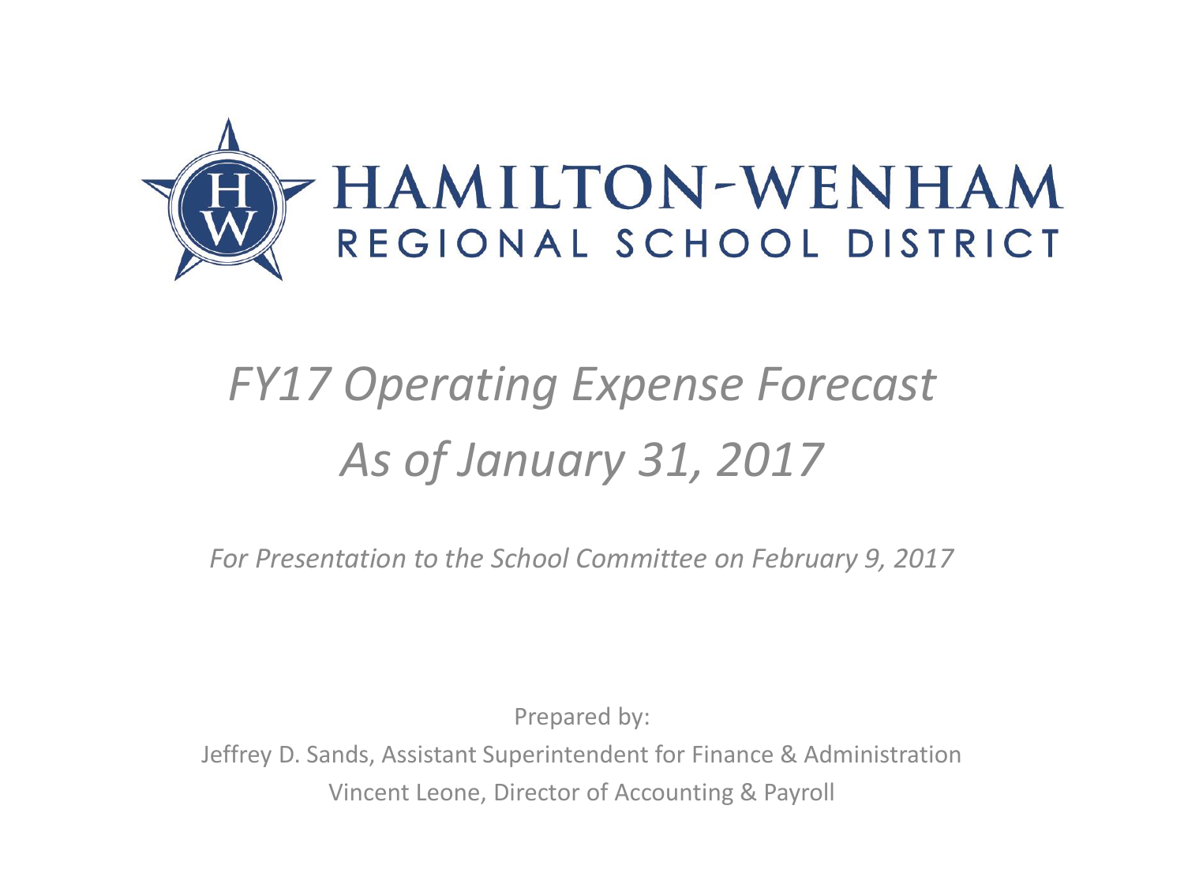# HAMILTON-WENHAM
## REGIONAL SCHOOL DISTRICT

# *FY17 Operating Expense Forecast*
# *As of January 31, 2017*

*For Presentation to the School Committee on February 9, 2017*

Prepared by:

Jeffrey D. Sands, Assistant Superintendent for Finance & Administration

Vincent Leone, Director of Accounting & Payroll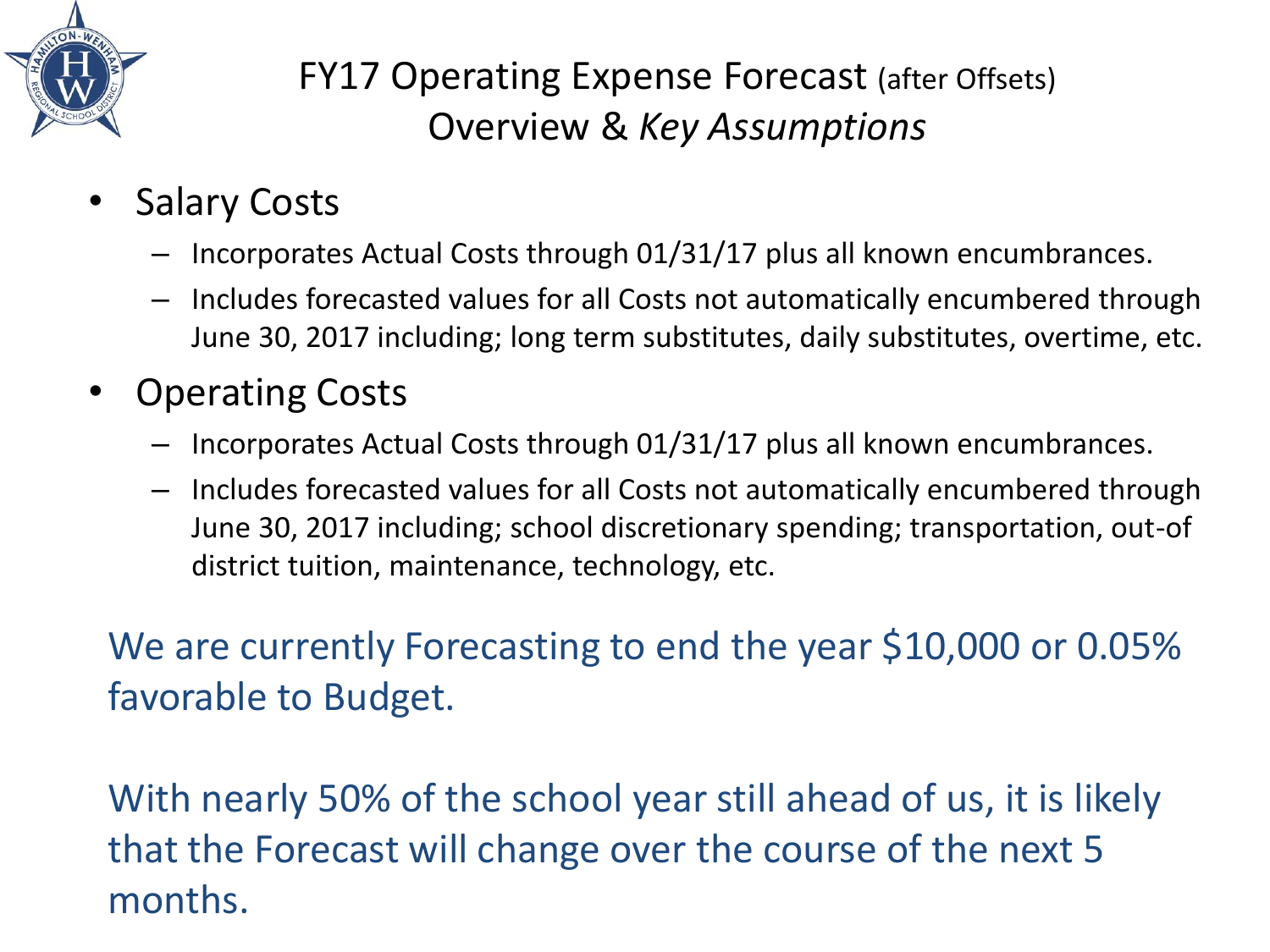# FY17 Operating Expense Forecast (after Offsets)
## Overview & *Key Assumptions*

- Salary Costs
  - Incorporates Actual Costs through 01/31/17 plus all known encumbrances.
  - Includes forecasted values for all Costs not automatically encumbered through June 30, 2017 including; long term substitutes, daily substitutes, overtime, etc.
- Operating Costs
  - Incorporates Actual Costs through 01/31/17 plus all known encumbrances.
  - Includes forecasted values for all Costs not automatically encumbered through June 30, 2017 including; school discretionary spending; transportation, out-of district tuition, maintenance, technology, etc.

We are currently Forecasting to end the year $10,000 or 0.05% favorable to Budget.

With nearly 50% of the school year still ahead of us, it is likely that the Forecast will change over the course of the next 5 months.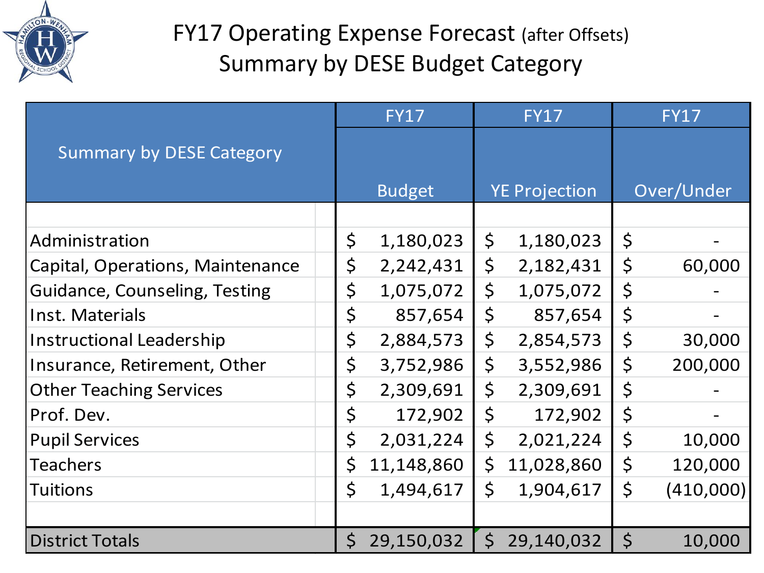# FY17 Operating Expense Forecast (after Offsets)
## Summary by DESE Budget Category

| Summary by DESE Category | FY17 Budget | FY17 YE Projection | FY17 Over/Under |
|---|---|---|---|
| Administration | $ 1,180,023 | $ 1,180,023 | $ - |
| Capital, Operations, Maintenance | $ 2,242,431 | $ 2,182,431 | $ 60,000 |
| Guidance, Counseling, Testing | $ 1,075,072 | $ 1,075,072 | $ - |
| Inst. Materials | $ 857,654 | $ 857,654 | $ - |
| Instructional Leadership | $ 2,884,573 | $ 2,854,573 | $ 30,000 |
| Insurance, Retirement, Other | $ 3,752,986 | $ 3,552,986 | $ 200,000 |
| Other Teaching Services | $ 2,309,691 | $ 2,309,691 | $ - |
| Prof. Dev. | $ 172,902 | $ 172,902 | $ - |
| Pupil Services | $ 2,031,224 | $ 2,021,224 | $ 10,000 |
| Teachers | $ 11,148,860 | $ 11,028,860 | $ 120,000 |
| Tuitions | $ 1,494,617 | $ 1,904,617 | $ (410,000) |
| District Totals | $ 29,150,032 | $ 29,140,032 | $ 10,000 |